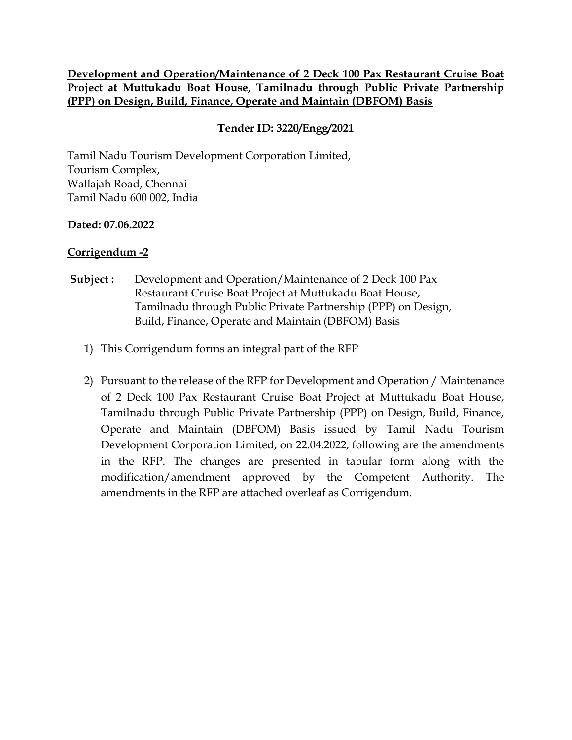**<u>Development and Operation/Maintenance of 2 Deck 100 Pax Restaurant Cruise Boat Project at Muttukadu Boat House, Tamilnadu through Public Private Partnership (PPP) on Design, Build, Finance, Operate and Maintain (DBFOM) Basis</u>**

**Tender ID: 3220/Engg/2021**

Tamil Nadu Tourism Development Corporation Limited,
Tourism Complex,
Wallajah Road, Chennai
Tamil Nadu 600 002, India

**Dated: 07.06.2022**

**<u>Corrigendum -2</u>**

**Subject :** Development and Operation/Maintenance of 2 Deck 100 Pax Restaurant Cruise Boat Project at Muttukadu Boat House, Tamilnadu through Public Private Partnership (PPP) on Design, Build, Finance, Operate and Maintain (DBFOM) Basis

1) This Corrigendum forms an integral part of the RFP

2) Pursuant to the release of the RFP for Development and Operation / Maintenance of 2 Deck 100 Pax Restaurant Cruise Boat Project at Muttukadu Boat House, Tamilnadu through Public Private Partnership (PPP) on Design, Build, Finance, Operate and Maintain (DBFOM) Basis issued by Tamil Nadu Tourism Development Corporation Limited, on 22.04.2022, following are the amendments in the RFP. The changes are presented in tabular form along with the modification/amendment approved by the Competent Authority. The amendments in the RFP are attached overleaf as Corrigendum.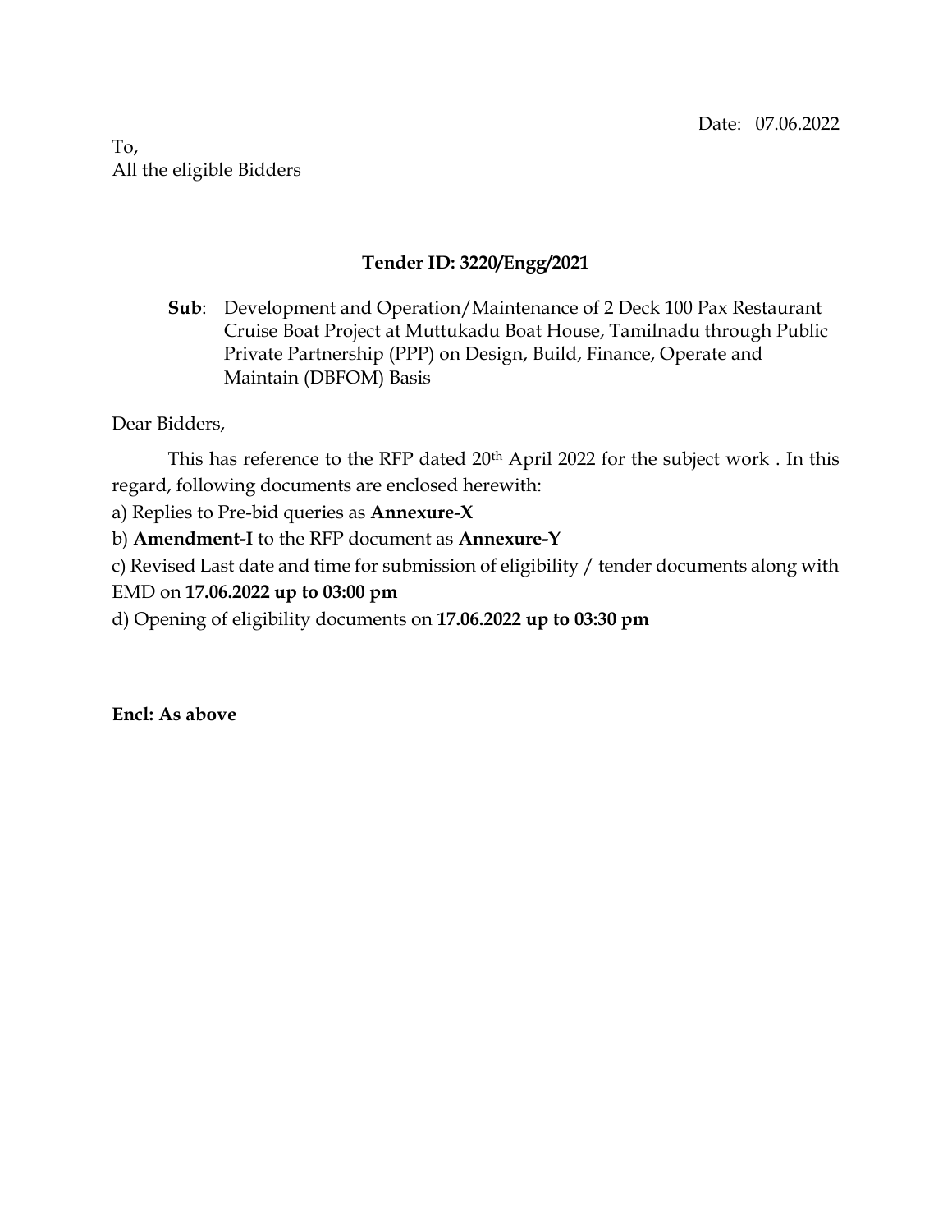Date: 07.06.2022

To,
All the eligible Bidders

**Tender ID: 3220/Engg/2021**

**Sub**: Development and Operation/Maintenance of 2 Deck 100 Pax Restaurant Cruise Boat Project at Muttukadu Boat House, Tamilnadu through Public Private Partnership (PPP) on Design, Build, Finance, Operate and Maintain (DBFOM) Basis

Dear Bidders,

This has reference to the RFP dated 20th April 2022 for the subject work . In this regard, following documents are enclosed herewith:

a) Replies to Pre-bid queries as **Annexure-X**

b) **Amendment-I** to the RFP document as **Annexure-Y**

c) Revised Last date and time for submission of eligibility / tender documents along with EMD on **17.06.2022 up to 03:00 pm**

d) Opening of eligibility documents on **17.06.2022 up to 03:30 pm**

**Encl: As above**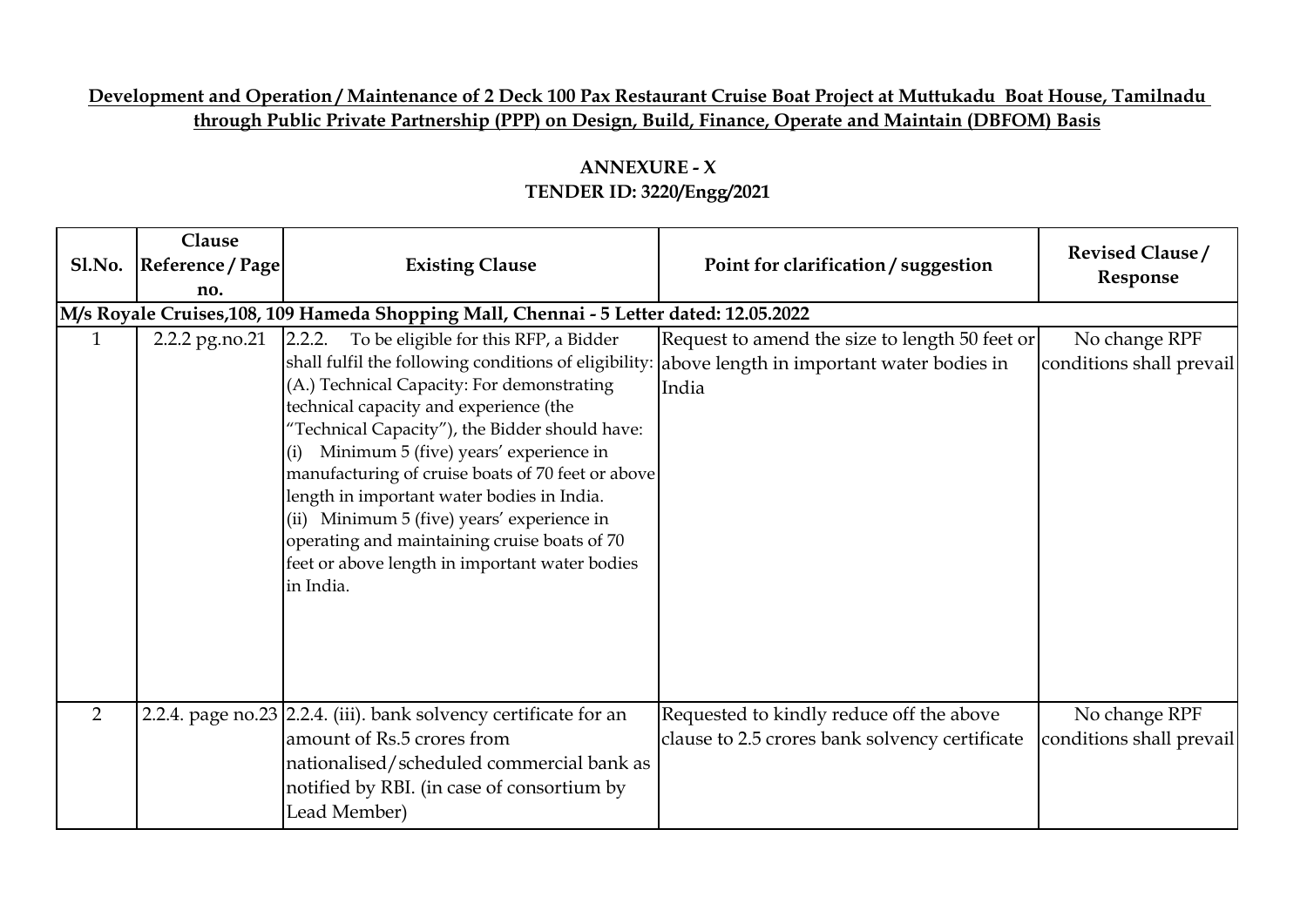**Development and Operation / Maintenance of 2 Deck 100 Pax Restaurant Cruise Boat Project at Muttukadu Boat House, Tamilnadu through Public Private Partnership (PPP) on Design, Build, Finance, Operate and Maintain (DBFOM) Basis**

**ANNEXURE - X**
**TENDER ID: 3220/Engg/2021**

| Sl.No. | Clause Reference / Page no. | Existing Clause | Point for clarification / suggestion | Revised Clause / Response |
|---|---|---|---|---|
| **M/s Royale Cruises,108, 109 Hameda Shopping Mall, Chennai - 5 Letter dated: 12.05.2022** | | | | |
| 1 | 2.2.2 pg.no.21 | 2.2.2. To be eligible for this RFP, a Bidder shall fulfil the following conditions of eligibility: (A.) Technical Capacity: For demonstrating technical capacity and experience (the "Technical Capacity"), the Bidder should have: (i) Minimum 5 (five) years' experience in manufacturing of cruise boats of 70 feet or above length in important water bodies in India. (ii) Minimum 5 (five) years' experience in operating and maintaining cruise boats of 70 feet or above length in important water bodies in India. | Request to amend the size to length 50 feet or above length in important water bodies in India | No change RPF conditions shall prevail |
| 2 | 2.2.4. page no.23 | 2.2.4. (iii). bank solvency certificate for an amount of Rs.5 crores from nationalised/scheduled commercial bank as notified by RBI. (in case of consortium by Lead Member) | Requested to kindly reduce off the above clause to 2.5 crores bank solvency certificate | No change RPF conditions shall prevail |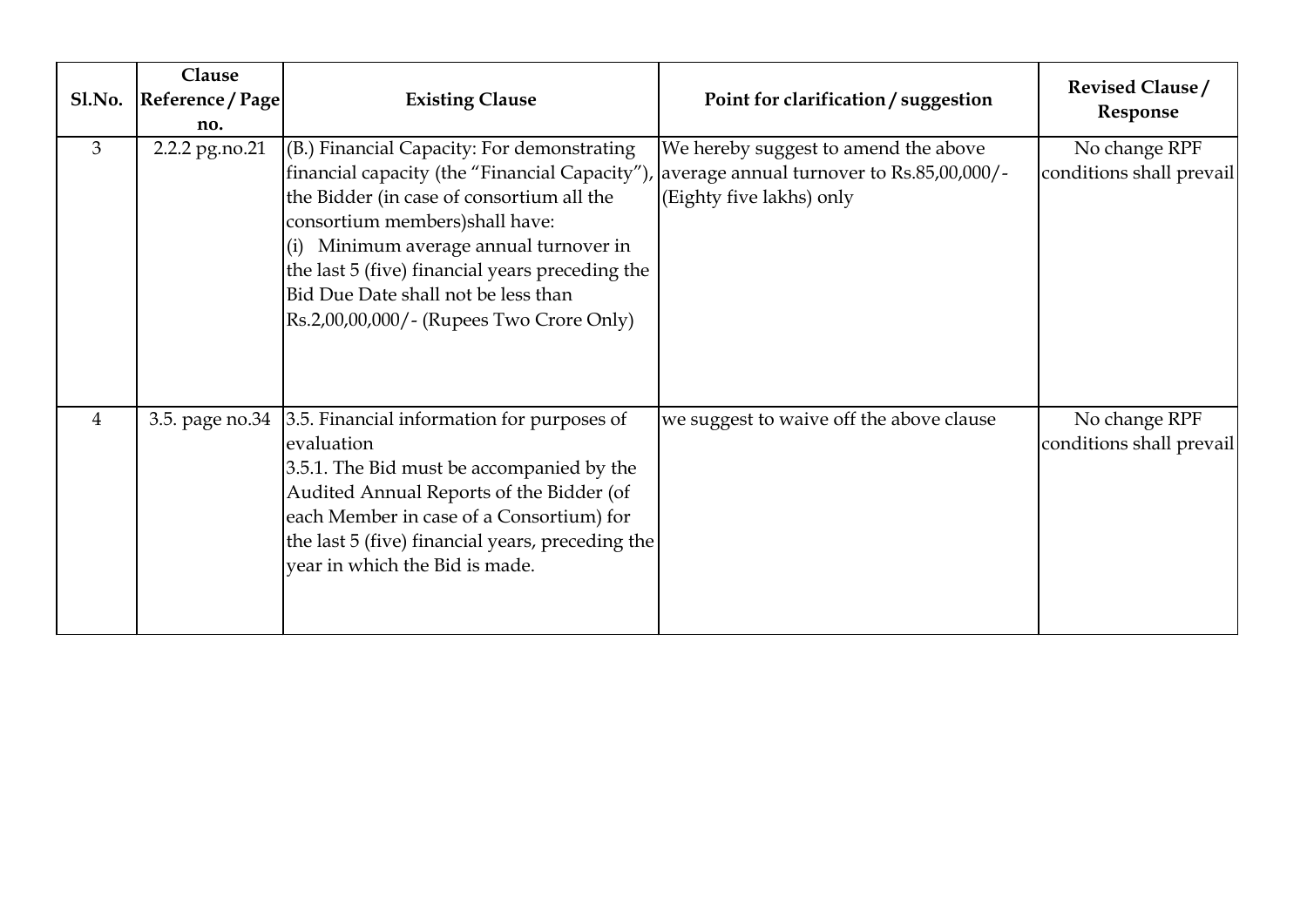| Sl.No. | Clause Reference / Page no. | Existing Clause | Point for clarification / suggestion | Revised Clause / Response |
| --- | --- | --- | --- | --- |
| 3 | 2.2.2 pg.no.21 | (B.) Financial Capacity: For demonstrating financial capacity (the "Financial Capacity"), the Bidder (in case of consortium all the consortium members)shall have:<br>(i) Minimum average annual turnover in the last 5 (five) financial years preceding the Bid Due Date shall not be less than Rs.2,00,00,000/- (Rupees Two Crore Only) | We hereby suggest to amend the above average annual turnover to Rs.85,00,000/- (Eighty five lakhs) only | No change RPF conditions shall prevail |
| 4 | 3.5. page no.34 | 3.5. Financial information for purposes of evaluation<br>3.5.1. The Bid must be accompanied by the Audited Annual Reports of the Bidder (of each Member in case of a Consortium) for the last 5 (five) financial years, preceding the year in which the Bid is made. | we suggest to waive off the above clause | No change RPF conditions shall prevail |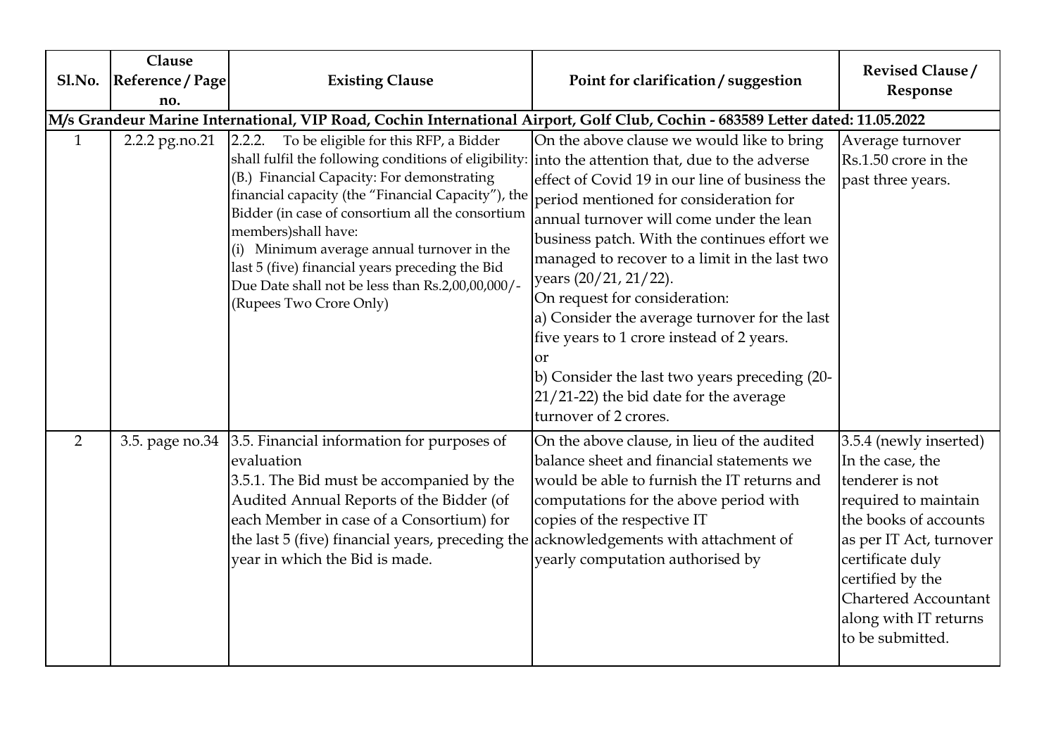| Sl.No. | Clause Reference / Page no. | Existing Clause | Point for clarification / suggestion | Revised Clause / Response |
|---|---|---|---|---|
| **M/s Grandeur Marine International, VIP Road, Cochin International Airport, Golf Club, Cochin - 683589 Letter dated: 11.05.2022** | | | | |
| 1 | 2.2.2 pg.no.21 | 2.2.2. To be eligible for this RFP, a Bidder shall fulfil the following conditions of eligibility: (B.) Financial Capacity: For demonstrating financial capacity (the "Financial Capacity"), the Bidder (in case of consortium all the consortium members)shall have: (i) Minimum average annual turnover in the last 5 (five) financial years preceding the Bid Due Date shall not be less than Rs.2,00,00,000/- (Rupees Two Crore Only) | On the above clause we would like to bring into the attention that, due to the adverse effect of Covid 19 in our line of business the period mentioned for consideration for annual turnover will come under the lean business patch. With the continues effort we managed to recover to a limit in the last two years (20/21, 21/22). On request for consideration: a) Consider the average turnover for the last five years to 1 crore instead of 2 years. or b) Consider the last two years preceding (20-21/21-22) the bid date for the average turnover of 2 crores. | Average turnover Rs.1.50 crore in the past three years. |
| 2 | 3.5. page no.34 | 3.5. Financial information for purposes of evaluation 3.5.1. The Bid must be accompanied by the Audited Annual Reports of the Bidder (of each Member in case of a Consortium) for the last 5 (five) financial years, preceding the year in which the Bid is made. | On the above clause, in lieu of the audited balance sheet and financial statements we would be able to furnish the IT returns and computations for the above period with copies of the respective IT acknowledgements with attachment of yearly computation authorised by | 3.5.4 (newly inserted) In the case, the tenderer is not required to maintain the books of accounts as per IT Act, turnover certificate duly certified by the Chartered Accountant along with IT returns to be submitted. |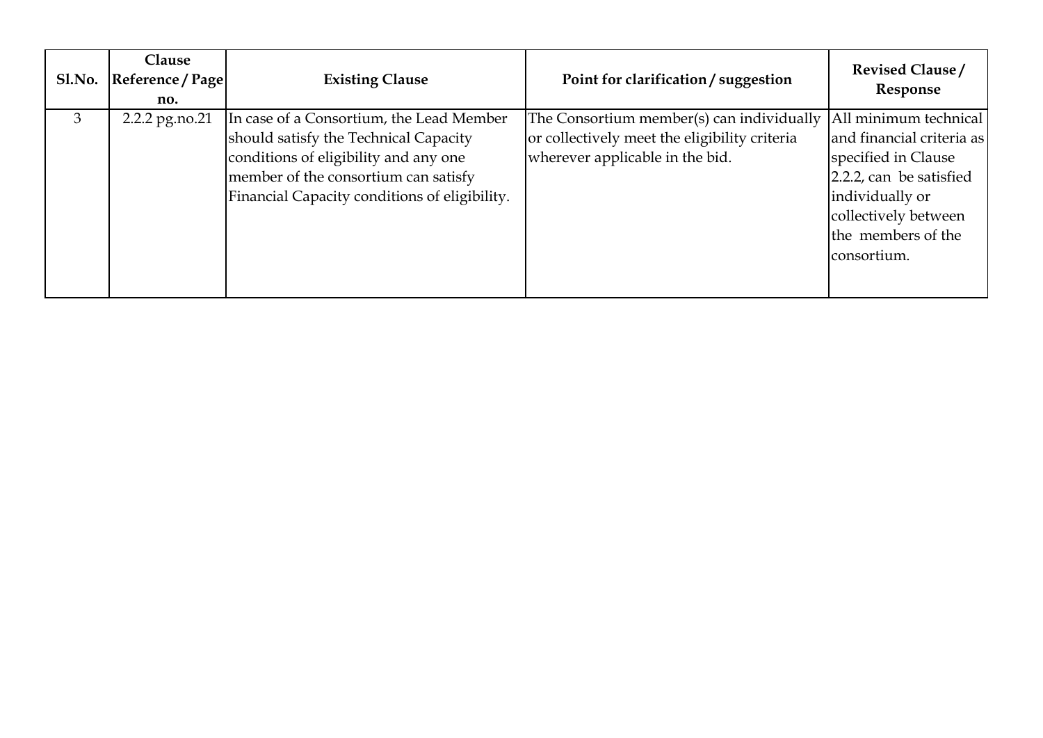| Sl.No. | Clause Reference / Page no. | Existing Clause | Point for clarification / suggestion | Revised Clause / Response |
|---|---|---|---|---|
| 3 | 2.2.2 pg.no.21 | In case of a Consortium, the Lead Member should satisfy the Technical Capacity conditions of eligibility and any one member of the consortium can satisfy Financial Capacity conditions of eligibility. | The Consortium member(s) can individually or collectively meet the eligibility criteria wherever applicable in the bid. | All minimum technical and financial criteria as specified in Clause 2.2.2, can be satisfied individually or collectively between the members of the consortium. |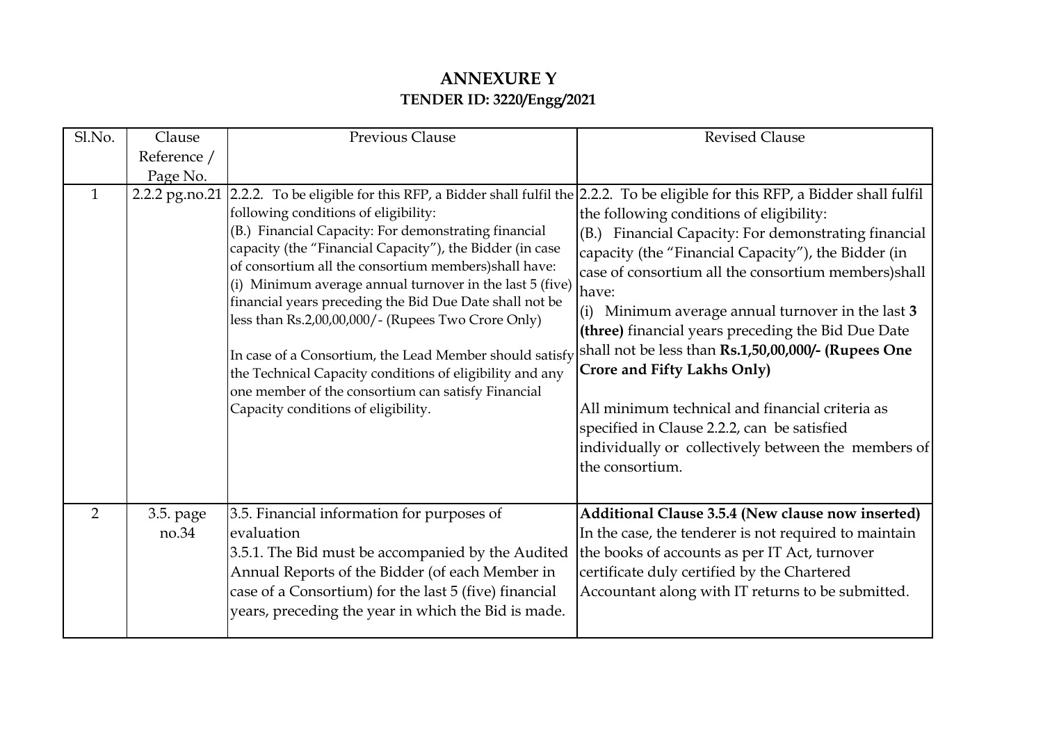# ANNEXURE Y

## TENDER ID: 3220/Engg/2021

| Sl.No. | Clause Reference / Page No. | Previous Clause | Revised Clause |
|---|---|---|---|
| 1 | 2.2.2 pg.no.21 | 2.2.2. To be eligible for this RFP, a Bidder shall fulfil the following conditions of eligibility:<br>(B.) Financial Capacity: For demonstrating financial capacity (the "Financial Capacity"), the Bidder (in case of consortium all the consortium members)shall have:<br>(i) Minimum average annual turnover in the last 5 (five) financial years preceding the Bid Due Date shall not be less than Rs.2,00,00,000/- (Rupees Two Crore Only)<br><br>In case of a Consortium, the Lead Member should satisfy the Technical Capacity conditions of eligibility and any one member of the consortium can satisfy Financial Capacity conditions of eligibility. | 2.2.2. To be eligible for this RFP, a Bidder shall fulfil the following conditions of eligibility:<br>(B.) Financial Capacity: For demonstrating financial capacity (the "Financial Capacity"), the Bidder (in case of consortium all the consortium members)shall have:<br>(i) Minimum average annual turnover in the last **3 (three)** financial years preceding the Bid Due Date shall not be less than **Rs.1,50,00,000/- (Rupees One Crore and Fifty Lakhs Only)**<br><br>All minimum technical and financial criteria as specified in Clause 2.2.2, can be satisfied individually or collectively between the members of the consortium. |
| 2 | 3.5. page no.34 | 3.5. Financial information for purposes of evaluation<br>3.5.1. The Bid must be accompanied by the Audited Annual Reports of the Bidder (of each Member in case of a Consortium) for the last 5 (five) financial years, preceding the year in which the Bid is made. | **Additional Clause 3.5.4 (New clause now inserted)**<br>In the case, the tenderer is not required to maintain the books of accounts as per IT Act, turnover certificate duly certified by the Chartered Accountant along with IT returns to be submitted. |